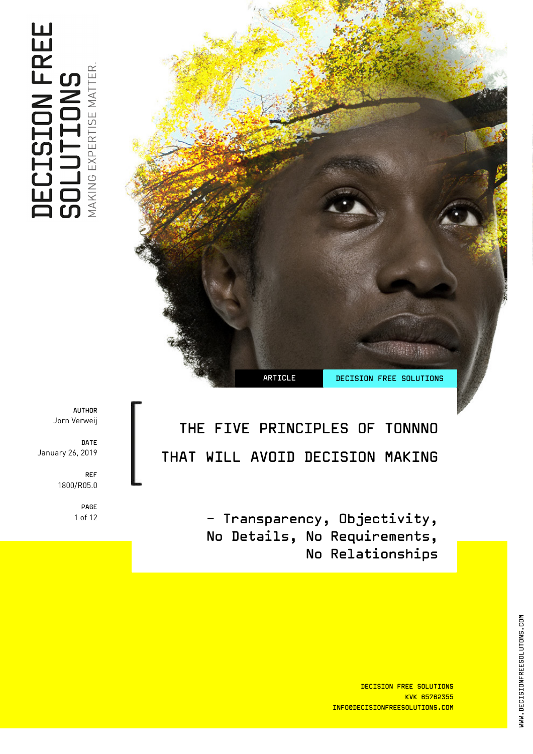# DECISION FREE SOLUTIONS

MAKING EXPERTISE MATTER.

ARTICLE | DECISION FREE SOLUTIONS

**AUTHOR**
Jorn Verweij

**DATE**
January 26, 2019

**REF**
1800/R05.0

## THE FIVE PRINCIPLES OF TONNNO THAT WILL AVOID DECISION MAKING

- Transparency, Objectivity, No Details, No Requirements, No Relationships

DECISION FREE SOLUTIONS
KVK 65762355
INFO@DECISIONFREESOLUTIONS.COM

WWW.DECISIONFREESOLUTONS.COM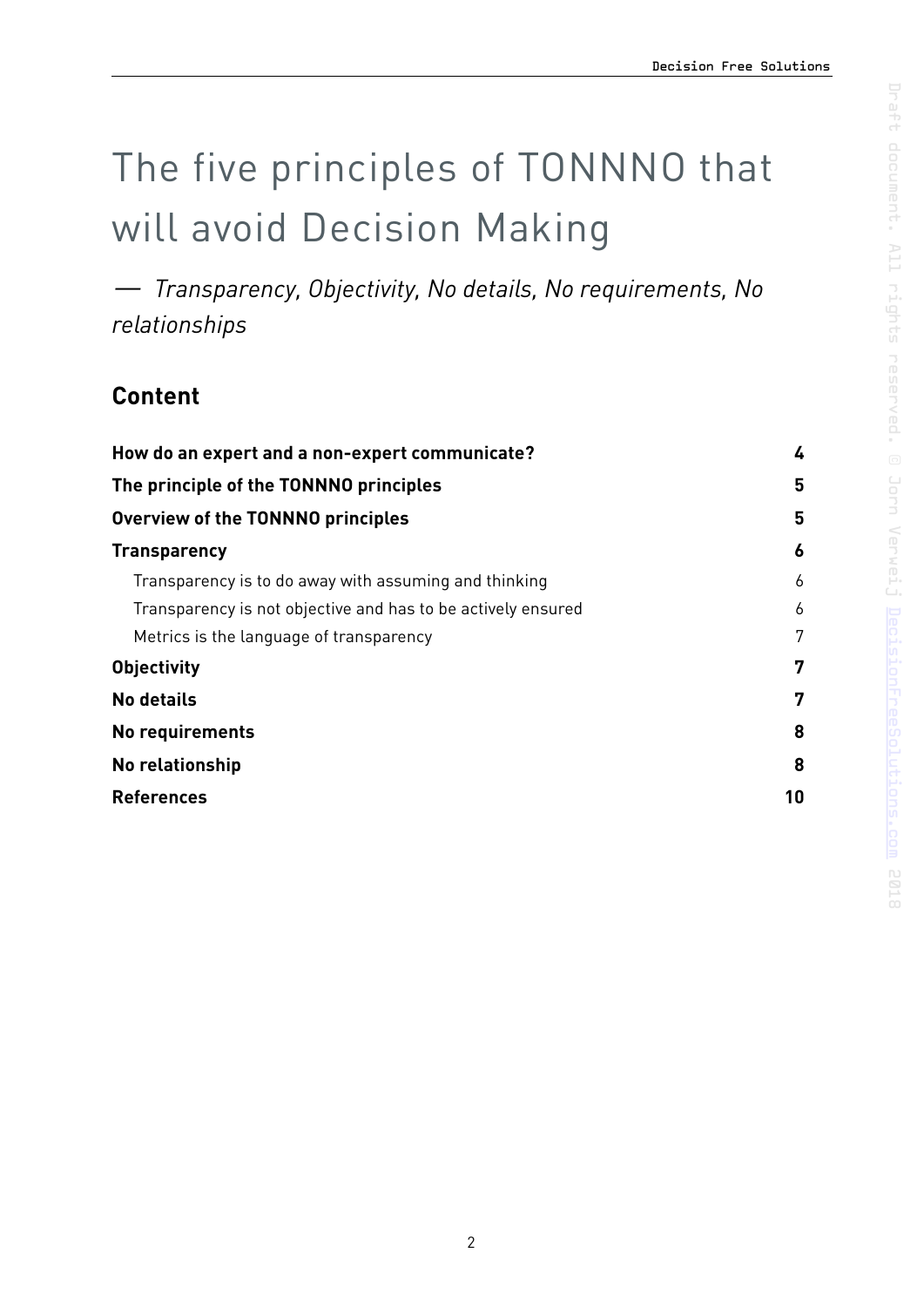# The five principles of TONNNO that will avoid Decision Making

— *Transparency, Objectivity, No details, No requirements, No relationships*

## Content

| | |
|---|---|
| **How do an expert and a non-expert communicate?** | **4** |
| **The principle of the TONNNO principles** | **5** |
| **Overview of the TONNNO principles** | **5** |
| **Transparency** | **6** |
| Transparency is to do away with assuming and thinking | 6 |
| Transparency is not objective and has to be actively ensured | 6 |
| Metrics is the language of transparency | 7 |
| **Objectivity** | **7** |
| **No details** | **7** |
| **No requirements** | **8** |
| **No relationship** | **8** |
| **References** | **10** |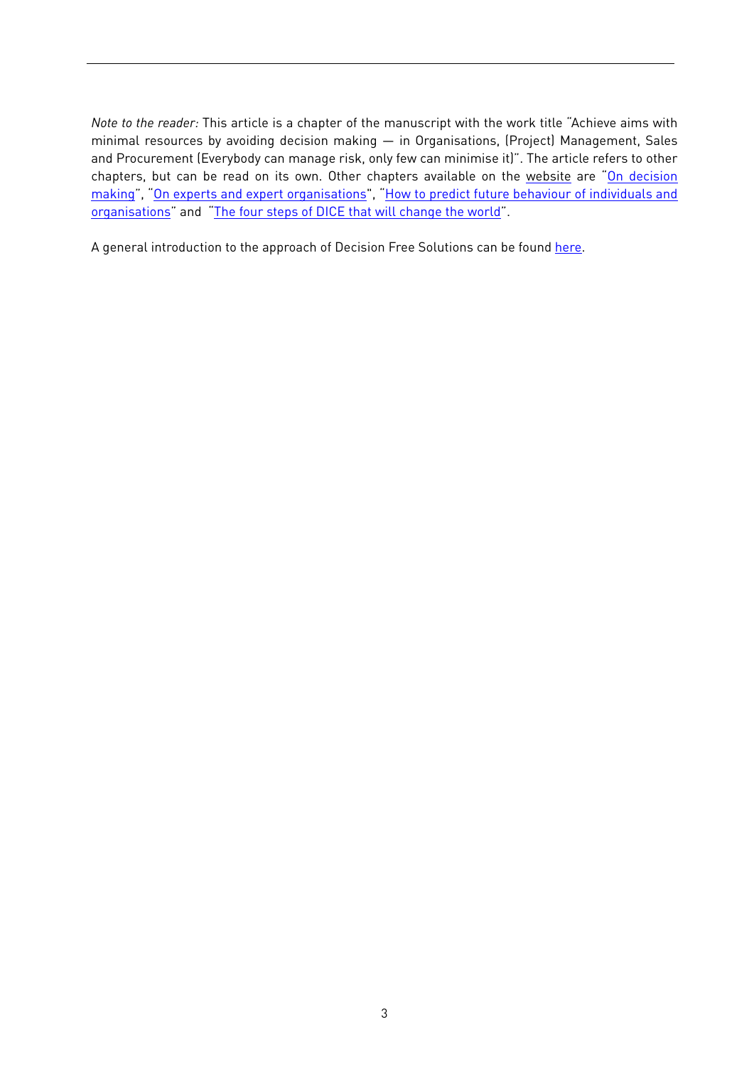*Note to the reader:* This article is a chapter of the manuscript with the work title "Achieve aims with minimal resources by avoiding decision making — in Organisations, (Project) Management, Sales and Procurement (Everybody can manage risk, only few can minimise it)". The article refers to other chapters, but can be read on its own. Other chapters available on the website are "On decision making", "On experts and expert organisations", "How to predict future behaviour of individuals and organisations" and "The four steps of DICE that will change the world".

A general introduction to the approach of Decision Free Solutions can be found here.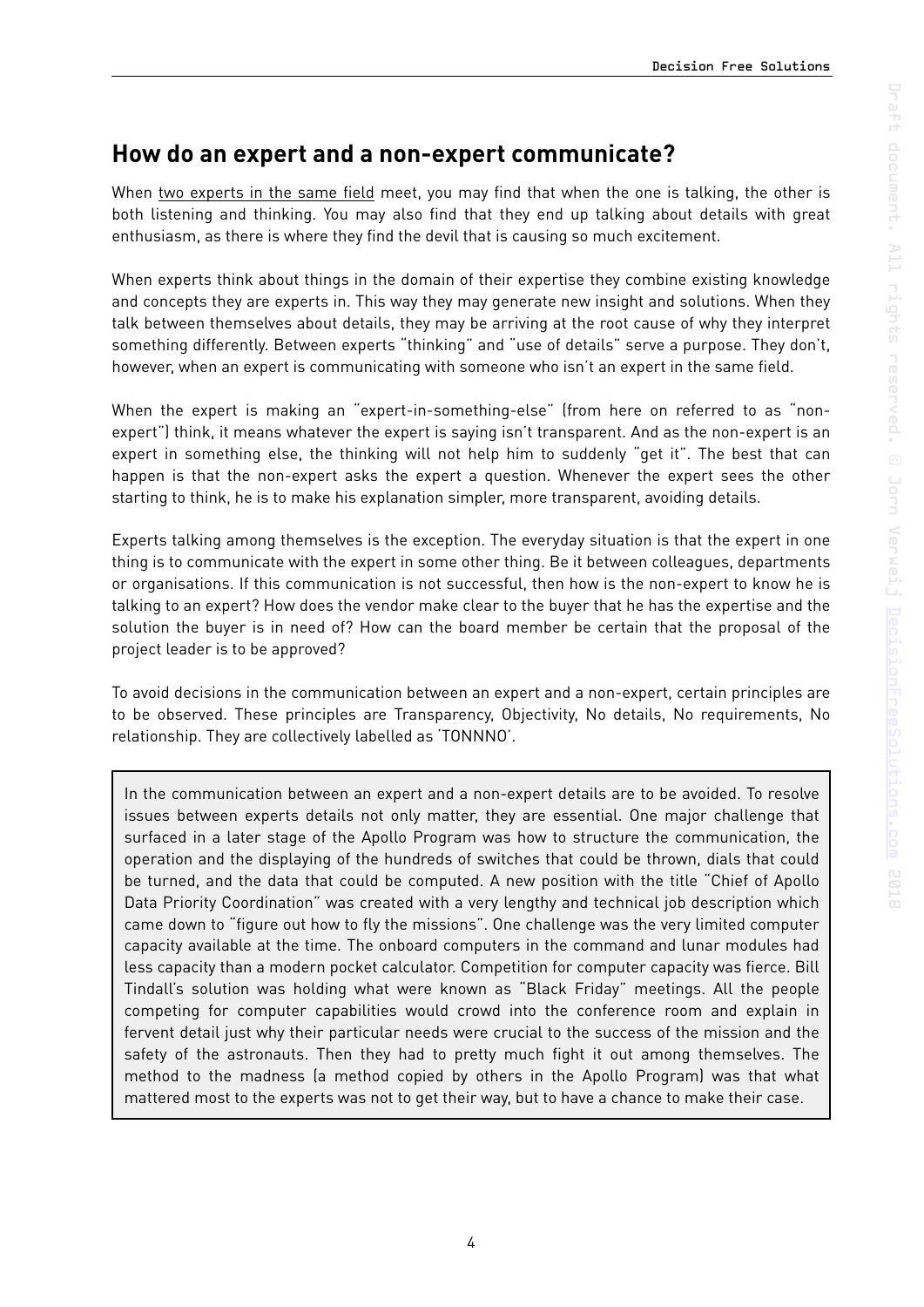## How do an expert and a non-expert communicate?

When two experts in the same field meet, you may find that when the one is talking, the other is both listening and thinking. You may also find that they end up talking about details with great enthusiasm, as there is where they find the devil that is causing so much excitement.

When experts think about things in the domain of their expertise they combine existing knowledge and concepts they are experts in. This way they may generate new insight and solutions. When they talk between themselves about details, they may be arriving at the root cause of why they interpret something differently. Between experts "thinking" and "use of details" serve a purpose. They don't, however, when an expert is communicating with someone who isn't an expert in the same field.

When the expert is making an "expert-in-something-else" (from here on referred to as "non-expert") think, it means whatever the expert is saying isn't transparent. And as the non-expert is an expert in something else, the thinking will not help him to suddenly "get it". The best that can happen is that the non-expert asks the expert a question. Whenever the expert sees the other starting to think, he is to make his explanation simpler, more transparent, avoiding details.

Experts talking among themselves is the exception. The everyday situation is that the expert in one thing is to communicate with the expert in some other thing. Be it between colleagues, departments or organisations. If this communication is not successful, then how is the non-expert to know he is talking to an expert? How does the vendor make clear to the buyer that he has the expertise and the solution the buyer is in need of? How can the board member be certain that the proposal of the project leader is to be approved?

To avoid decisions in the communication between an expert and a non-expert, certain principles are to be observed. These principles are Transparency, Objectivity, No details, No requirements, No relationship. They are collectively labelled as 'TONNNO'.

> In the communication between an expert and a non-expert details are to be avoided. To resolve issues between experts details not only matter, they are essential. One major challenge that surfaced in a later stage of the Apollo Program was how to structure the communication, the operation and the displaying of the hundreds of switches that could be thrown, dials that could be turned, and the data that could be computed. A new position with the title "Chief of Apollo Data Priority Coordination" was created with a very lengthy and technical job description which came down to "figure out how to fly the missions". One challenge was the very limited computer capacity available at the time. The onboard computers in the command and lunar modules had less capacity than a modern pocket calculator. Competition for computer capacity was fierce. Bill Tindall's solution was holding what were known as "Black Friday" meetings. All the people competing for computer capabilities would crowd into the conference room and explain in fervent detail just why their particular needs were crucial to the success of the mission and the safety of the astronauts. Then they had to pretty much fight it out among themselves. The method to the madness (a method copied by others in the Apollo Program) was that what mattered most to the experts was not to get their way, but to have a chance to make their case.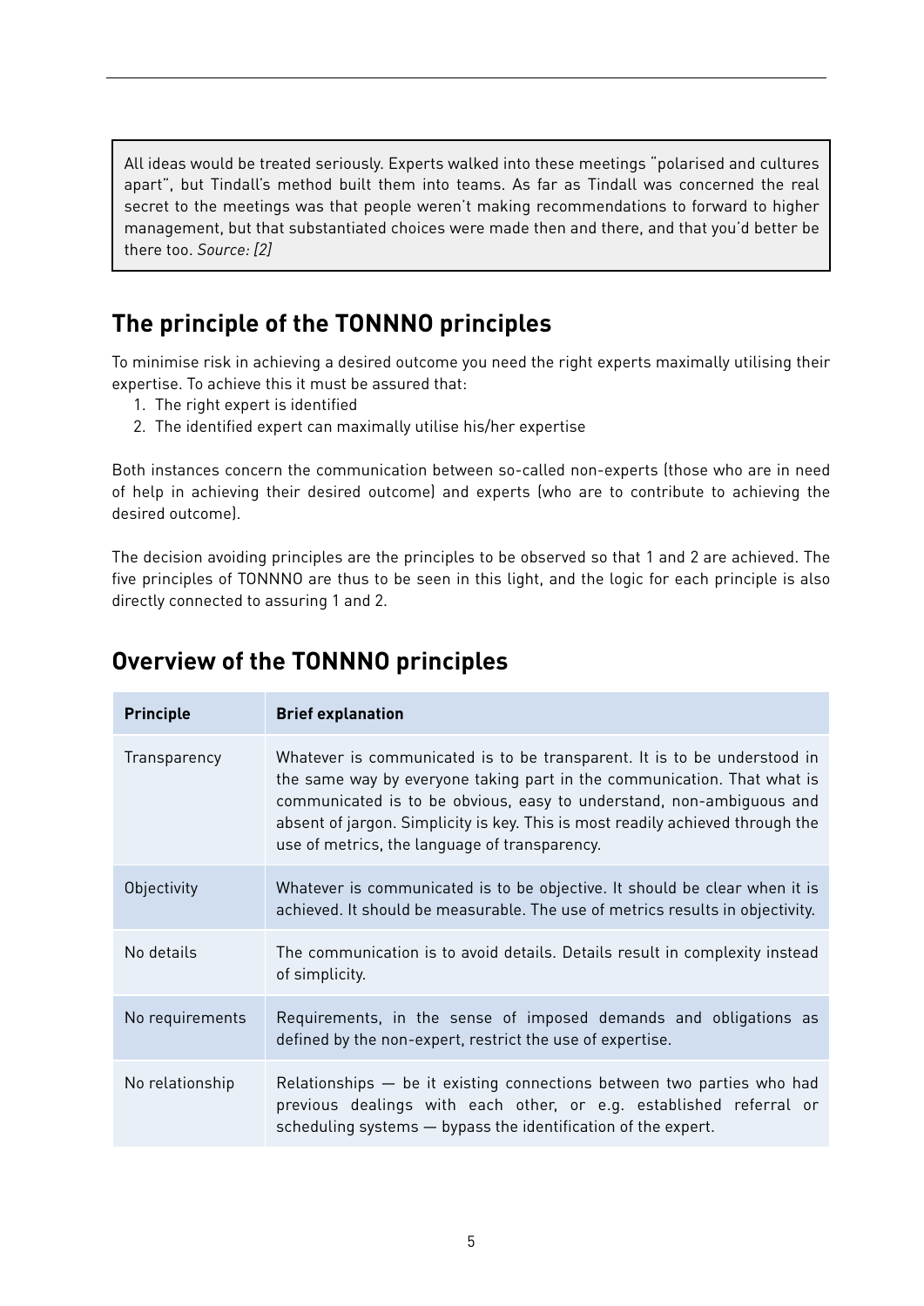> All ideas would be treated seriously. Experts walked into these meetings "polarised and cultures apart", but Tindall's method built them into teams. As far as Tindall was concerned the real secret to the meetings was that people weren't making recommendations to forward to higher management, but that substantiated choices were made then and there, and that you'd better be there too. *Source: [2]*

## The principle of the TONNNO principles

To minimise risk in achieving a desired outcome you need the right experts maximally utilising their expertise. To achieve this it must be assured that:

1. The right expert is identified
2. The identified expert can maximally utilise his/her expertise

Both instances concern the communication between so-called non-experts (those who are in need of help in achieving their desired outcome) and experts (who are to contribute to achieving the desired outcome).

The decision avoiding principles are the principles to be observed so that 1 and 2 are achieved. The five principles of TONNNO are thus to be seen in this light, and the logic for each principle is also directly connected to assuring 1 and 2.

## Overview of the TONNNO principles

| Principle | Brief explanation |
|---|---|
| Transparency | Whatever is communicated is to be transparent. It is to be understood in the same way by everyone taking part in the communication. That what is communicated is to be obvious, easy to understand, non-ambiguous and absent of jargon. Simplicity is key. This is most readily achieved through the use of metrics, the language of transparency. |
| Objectivity | Whatever is communicated is to be objective. It should be clear when it is achieved. It should be measurable. The use of metrics results in objectivity. |
| No details | The communication is to avoid details. Details result in complexity instead of simplicity. |
| No requirements | Requirements, in the sense of imposed demands and obligations as defined by the non-expert, restrict the use of expertise. |
| No relationship | Relationships — be it existing connections between two parties who had previous dealings with each other, or e.g. established referral or scheduling systems — bypass the identification of the expert. |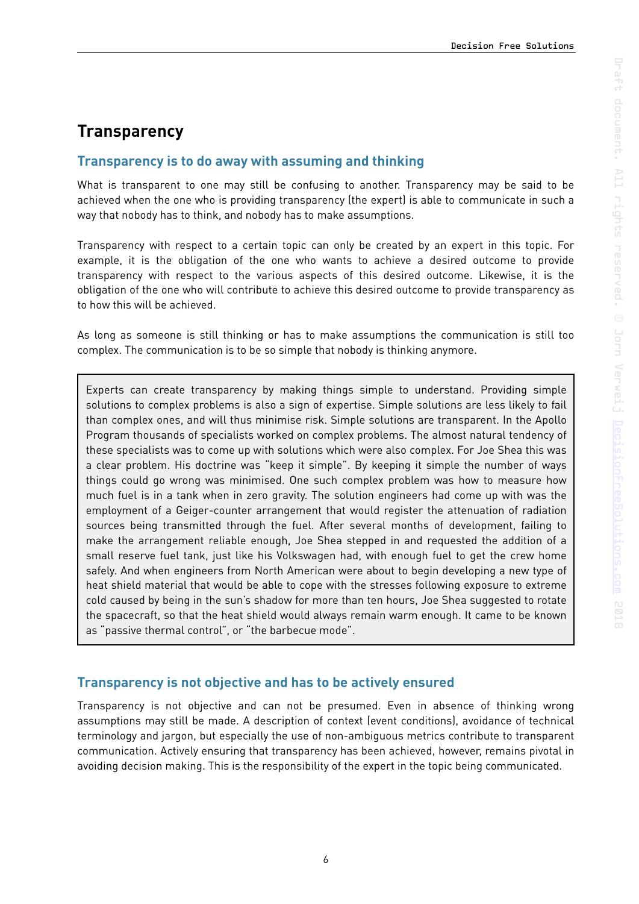# Transparency

## Transparency is to do away with assuming and thinking

What is transparent to one may still be confusing to another. Transparency may be said to be achieved when the one who is providing transparency (the expert) is able to communicate in such a way that nobody has to think, and nobody has to make assumptions.

Transparency with respect to a certain topic can only be created by an expert in this topic. For example, it is the obligation of the one who wants to achieve a desired outcome to provide transparency with respect to the various aspects of this desired outcome. Likewise, it is the obligation of the one who will contribute to achieve this desired outcome to provide transparency as to how this will be achieved.

As long as someone is still thinking or has to make assumptions the communication is still too complex. The communication is to be so simple that nobody is thinking anymore.

> Experts can create transparency by making things simple to understand. Providing simple solutions to complex problems is also a sign of expertise. Simple solutions are less likely to fail than complex ones, and will thus minimise risk. Simple solutions are transparent. In the Apollo Program thousands of specialists worked on complex problems. The almost natural tendency of these specialists was to come up with solutions which were also complex. For Joe Shea this was a clear problem. His doctrine was "keep it simple". By keeping it simple the number of ways things could go wrong was minimised. One such complex problem was how to measure how much fuel is in a tank when in zero gravity. The solution engineers had come up with was the employment of a Geiger-counter arrangement that would register the attenuation of radiation sources being transmitted through the fuel. After several months of development, failing to make the arrangement reliable enough, Joe Shea stepped in and requested the addition of a small reserve fuel tank, just like his Volkswagen had, with enough fuel to get the crew home safely. And when engineers from North American were about to begin developing a new type of heat shield material that would be able to cope with the stresses following exposure to extreme cold caused by being in the sun's shadow for more than ten hours, Joe Shea suggested to rotate the spacecraft, so that the heat shield would always remain warm enough. It came to be known as "passive thermal control", or "the barbecue mode".

## Transparency is not objective and has to be actively ensured

Transparency is not objective and can not be presumed. Even in absence of thinking wrong assumptions may still be made. A description of context (event conditions), avoidance of technical terminology and jargon, but especially the use of non-ambiguous metrics contribute to transparent communication. Actively ensuring that transparency has been achieved, however, remains pivotal in avoiding decision making. This is the responsibility of the expert in the topic being communicated.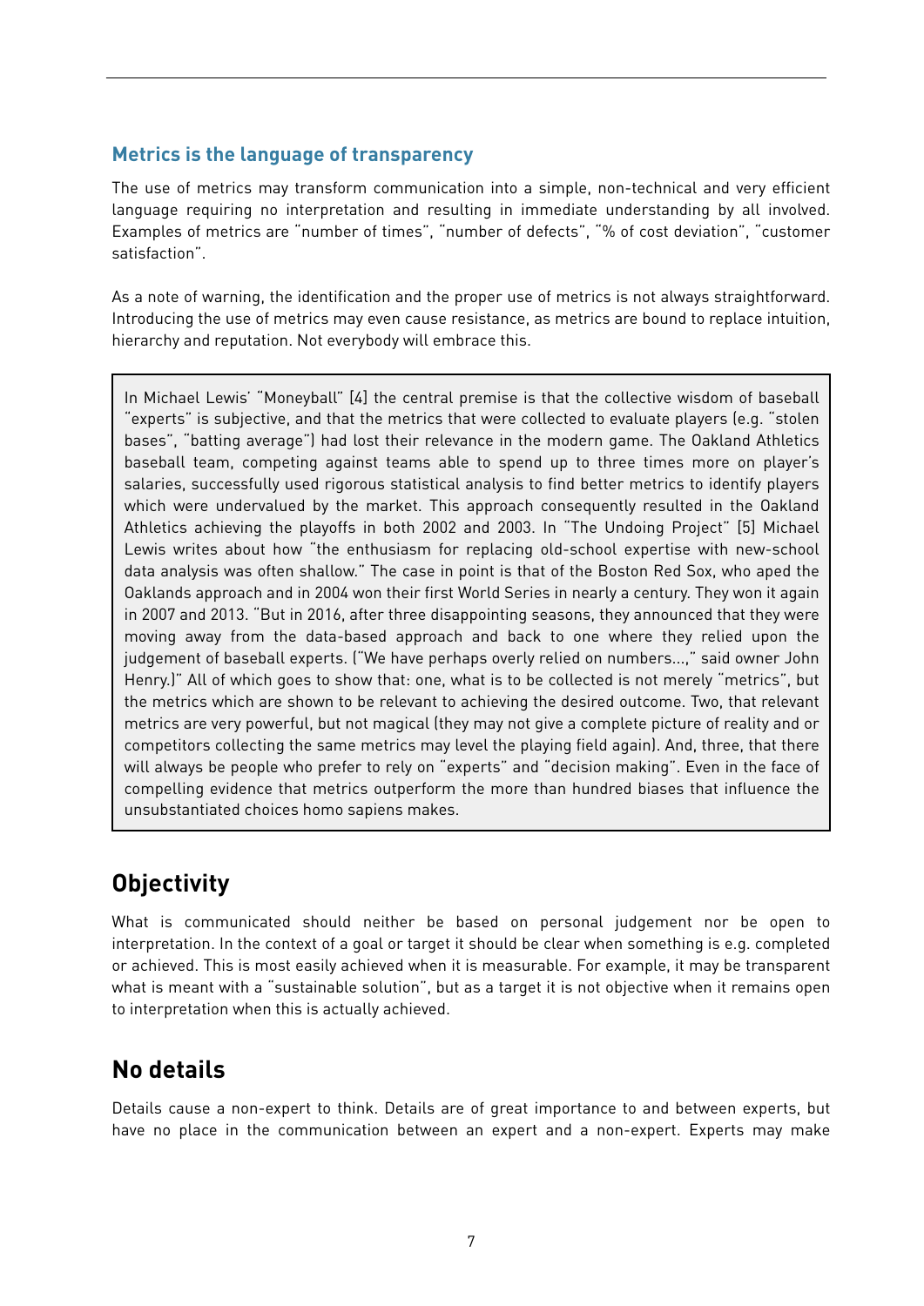### Metrics is the language of transparency

The use of metrics may transform communication into a simple, non-technical and very efficient language requiring no interpretation and resulting in immediate understanding by all involved. Examples of metrics are "number of times", "number of defects", "% of cost deviation", "customer satisfaction".

As a note of warning, the identification and the proper use of metrics is not always straightforward. Introducing the use of metrics may even cause resistance, as metrics are bound to replace intuition, hierarchy and reputation. Not everybody will embrace this.

> In Michael Lewis' "Moneyball" [4] the central premise is that the collective wisdom of baseball "experts" is subjective, and that the metrics that were collected to evaluate players (e.g. "stolen bases", "batting average") had lost their relevance in the modern game. The Oakland Athletics baseball team, competing against teams able to spend up to three times more on player's salaries, successfully used rigorous statistical analysis to find better metrics to identify players which were undervalued by the market. This approach consequently resulted in the Oakland Athletics achieving the playoffs in both 2002 and 2003. In "The Undoing Project" [5] Michael Lewis writes about how "the enthusiasm for replacing old-school expertise with new-school data analysis was often shallow." The case in point is that of the Boston Red Sox, who aped the Oaklands approach and in 2004 won their first World Series in nearly a century. They won it again in 2007 and 2013. "But in 2016, after three disappointing seasons, they announced that they were moving away from the data-based approach and back to one where they relied upon the judgement of baseball experts. ("We have perhaps overly relied on numbers…," said owner John Henry.)" All of which goes to show that: one, what is to be collected is not merely "metrics", but the metrics which are shown to be relevant to achieving the desired outcome. Two, that relevant metrics are very powerful, but not magical (they may not give a complete picture of reality and or competitors collecting the same metrics may level the playing field again). And, three, that there will always be people who prefer to rely on "experts" and "decision making". Even in the face of compelling evidence that metrics outperform the more than hundred biases that influence the unsubstantiated choices homo sapiens makes.

## Objectivity

What is communicated should neither be based on personal judgement nor be open to interpretation. In the context of a goal or target it should be clear when something is e.g. completed or achieved. This is most easily achieved when it is measurable. For example, it may be transparent what is meant with a "sustainable solution", but as a target it is not objective when it remains open to interpretation when this is actually achieved.

## No details

Details cause a non-expert to think. Details are of great importance to and between experts, but have no place in the communication between an expert and a non-expert. Experts may make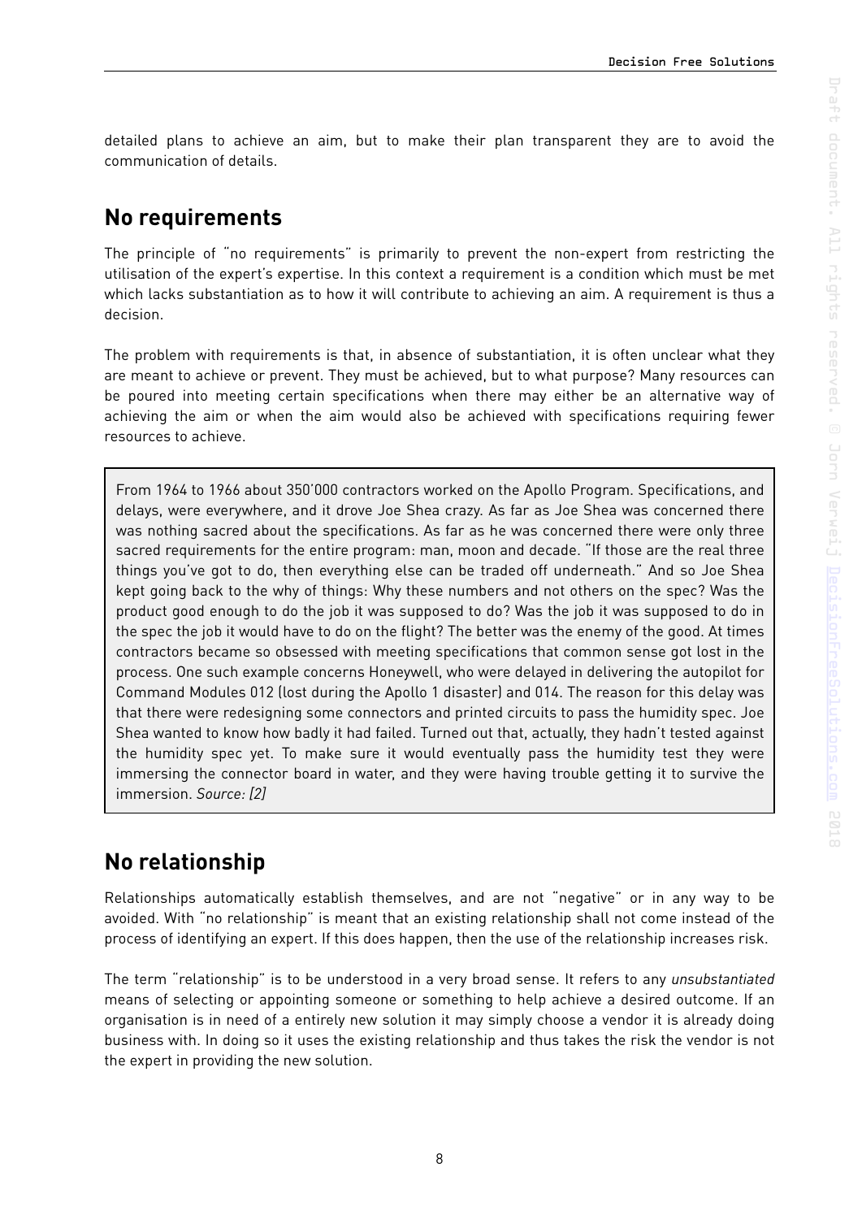detailed plans to achieve an aim, but to make their plan transparent they are to avoid the communication of details.

## No requirements

The principle of "no requirements" is primarily to prevent the non-expert from restricting the utilisation of the expert's expertise. In this context a requirement is a condition which must be met which lacks substantiation as to how it will contribute to achieving an aim. A requirement is thus a decision.

The problem with requirements is that, in absence of substantiation, it is often unclear what they are meant to achieve or prevent. They must be achieved, but to what purpose? Many resources can be poured into meeting certain specifications when there may either be an alternative way of achieving the aim or when the aim would also be achieved with specifications requiring fewer resources to achieve.

> From 1964 to 1966 about 350'000 contractors worked on the Apollo Program. Specifications, and delays, were everywhere, and it drove Joe Shea crazy. As far as Joe Shea was concerned there was nothing sacred about the specifications. As far as he was concerned there were only three sacred requirements for the entire program: man, moon and decade. "If those are the real three things you've got to do, then everything else can be traded off underneath." And so Joe Shea kept going back to the why of things: Why these numbers and not others on the spec? Was the product good enough to do the job it was supposed to do? Was the job it was supposed to do in the spec the job it would have to do on the flight? The better was the enemy of the good. At times contractors became so obsessed with meeting specifications that common sense got lost in the process. One such example concerns Honeywell, who were delayed in delivering the autopilot for Command Modules 012 (lost during the Apollo 1 disaster) and 014. The reason for this delay was that there were redesigning some connectors and printed circuits to pass the humidity spec. Joe Shea wanted to know how badly it had failed. Turned out that, actually, they hadn't tested against the humidity spec yet. To make sure it would eventually pass the humidity test they were immersing the connector board in water, and they were having trouble getting it to survive the immersion. *Source: [2]*

## No relationship

Relationships automatically establish themselves, and are not "negative" or in any way to be avoided. With "no relationship" is meant that an existing relationship shall not come instead of the process of identifying an expert. If this does happen, then the use of the relationship increases risk.

The term "relationship" is to be understood in a very broad sense. It refers to any *unsubstantiated* means of selecting or appointing someone or something to help achieve a desired outcome. If an organisation is in need of a entirely new solution it may simply choose a vendor it is already doing business with. In doing so it uses the existing relationship and thus takes the risk the vendor is not the expert in providing the new solution.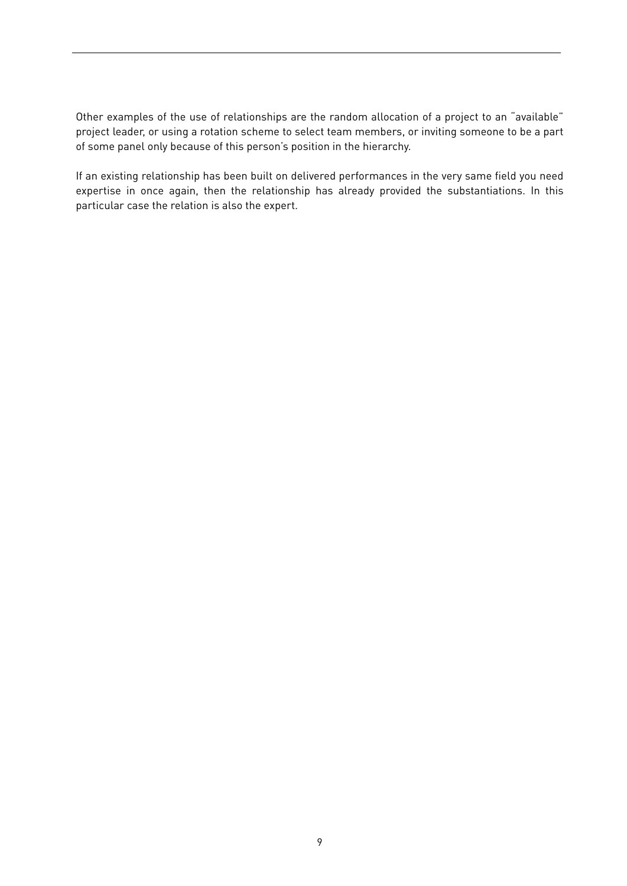Other examples of the use of relationships are the random allocation of a project to an "available" project leader, or using a rotation scheme to select team members, or inviting someone to be a part of some panel only because of this person's position in the hierarchy.

If an existing relationship has been built on delivered performances in the very same field you need expertise in once again, then the relationship has already provided the substantiations. In this particular case the relation is also the expert.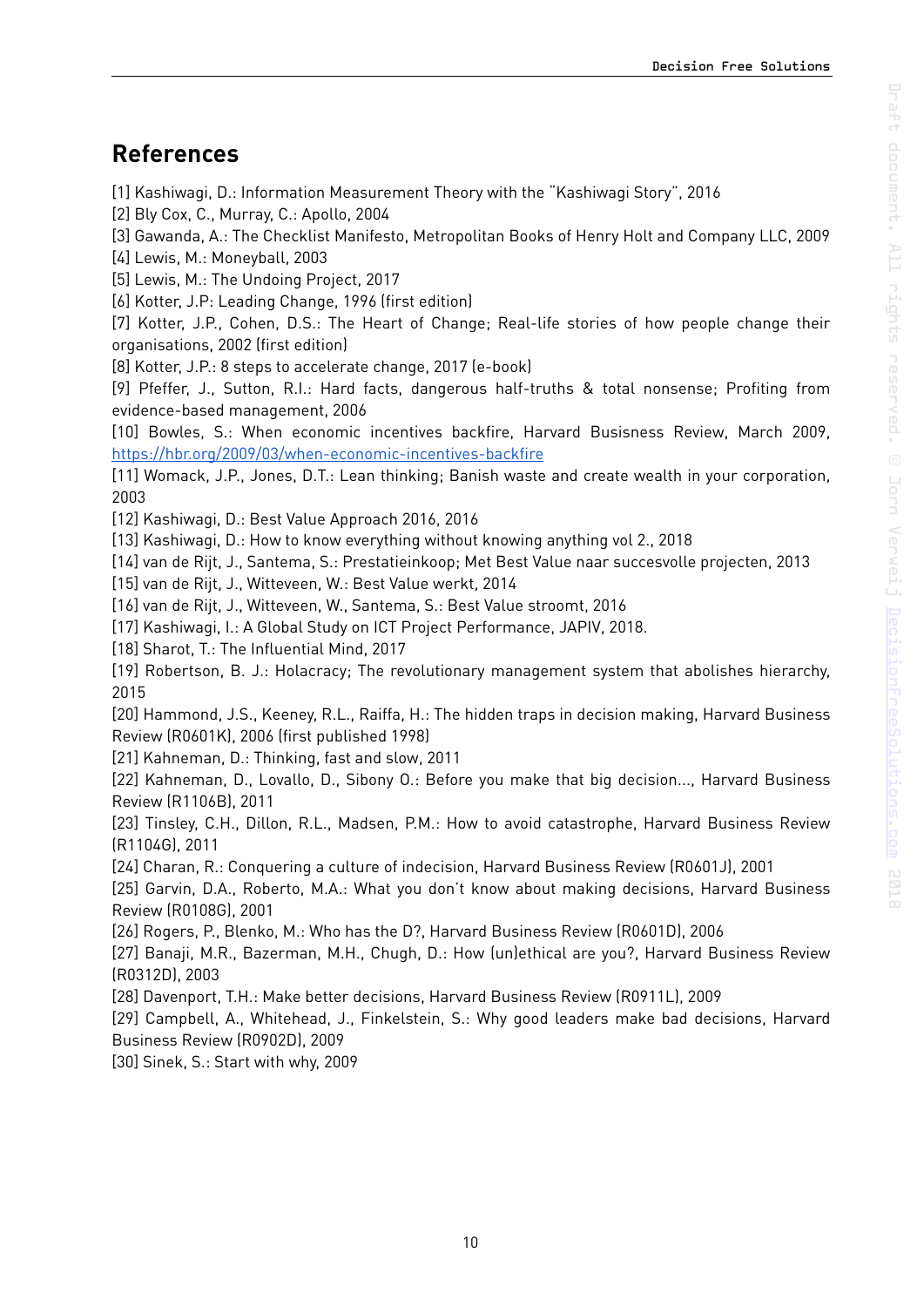## References

[1] Kashiwagi, D.: Information Measurement Theory with the "Kashiwagi Story", 2016

[2] Bly Cox, C., Murray, C.: Apollo, 2004

[3] Gawanda, A.: The Checklist Manifesto, Metropolitan Books of Henry Holt and Company LLC, 2009

[4] Lewis, M.: Moneyball, 2003

[5] Lewis, M.: The Undoing Project, 2017

[6] Kotter, J.P: Leading Change, 1996 (first edition)

[7] Kotter, J.P., Cohen, D.S.: The Heart of Change; Real-life stories of how people change their organisations, 2002 (first edition)

[8] Kotter, J.P.: 8 steps to accelerate change, 2017 (e-book)

[9] Pfeffer, J., Sutton, R.I.: Hard facts, dangerous half-truths & total nonsense; Profiting from evidence-based management, 2006

[10] Bowles, S.: When economic incentives backfire, Harvard Busisness Review, March 2009, https://hbr.org/2009/03/when-economic-incentives-backfire

[11] Womack, J.P., Jones, D.T.: Lean thinking; Banish waste and create wealth in your corporation, 2003

[12] Kashiwagi, D.: Best Value Approach 2016, 2016

[13] Kashiwagi, D.: How to know everything without knowing anything vol 2., 2018

[14] van de Rijt, J., Santema, S.: Prestatieinkoop; Met Best Value naar succesvolle projecten, 2013

[15] van de Rijt, J., Witteveen, W.: Best Value werkt, 2014

[16] van de Rijt, J., Witteveen, W., Santema, S.: Best Value stroomt, 2016

[17] Kashiwagi, I.: A Global Study on ICT Project Performance, JAPIV, 2018.

[18] Sharot, T.: The Influential Mind, 2017

[19] Robertson, B. J.: Holacracy; The revolutionary management system that abolishes hierarchy, 2015

[20] Hammond, J.S., Keeney, R.L., Raiffa, H.: The hidden traps in decision making, Harvard Business Review (R0601K), 2006 (first published 1998)

[21] Kahneman, D.: Thinking, fast and slow, 2011

[22] Kahneman, D., Lovallo, D., Sibony O.: Before you make that big decision..., Harvard Business Review (R1106B), 2011

[23] Tinsley, C.H., Dillon, R.L., Madsen, P.M.: How to avoid catastrophe, Harvard Business Review (R1104G), 2011

[24] Charan, R.: Conquering a culture of indecision, Harvard Business Review (R0601J), 2001

[25] Garvin, D.A., Roberto, M.A.: What you don't know about making decisions, Harvard Business Review (R0108G), 2001

[26] Rogers, P., Blenko, M.: Who has the D?, Harvard Business Review (R0601D), 2006

[27] Banaji, M.R., Bazerman, M.H., Chugh, D.: How (un)ethical are you?, Harvard Business Review (R0312D), 2003

[28] Davenport, T.H.: Make better decisions, Harvard Business Review (R0911L), 2009

[29] Campbell, A., Whitehead, J., Finkelstein, S.: Why good leaders make bad decisions, Harvard Business Review (R0902D), 2009

[30] Sinek, S.: Start with why, 2009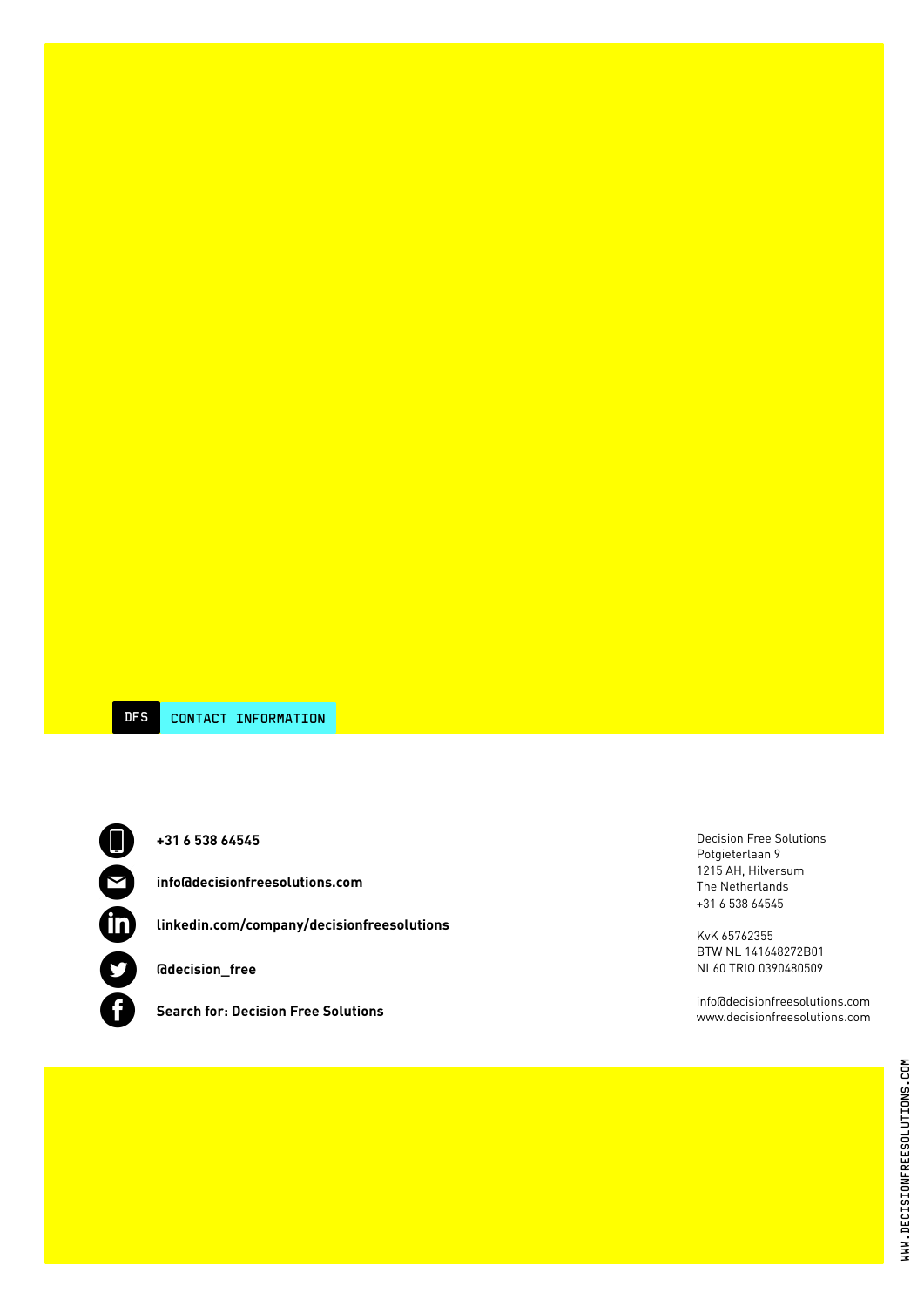DFS CONTACT INFORMATION

**+31 6 538 64545**

**info@decisionfreesolutions.com**

**linkedin.com/company/decisionfreesolutions**

**@decision_free**

**Search for: Decision Free Solutions**

Decision Free Solutions
Potgieterlaan 9
1215 AH, Hilversum
The Netherlands
+31 6 538 64545

KvK 65762355
BTW NL 141648272B01
NL60 TRIO 0390480509

info@decisionfreesolutions.com
www.decisionfreesolutions.com